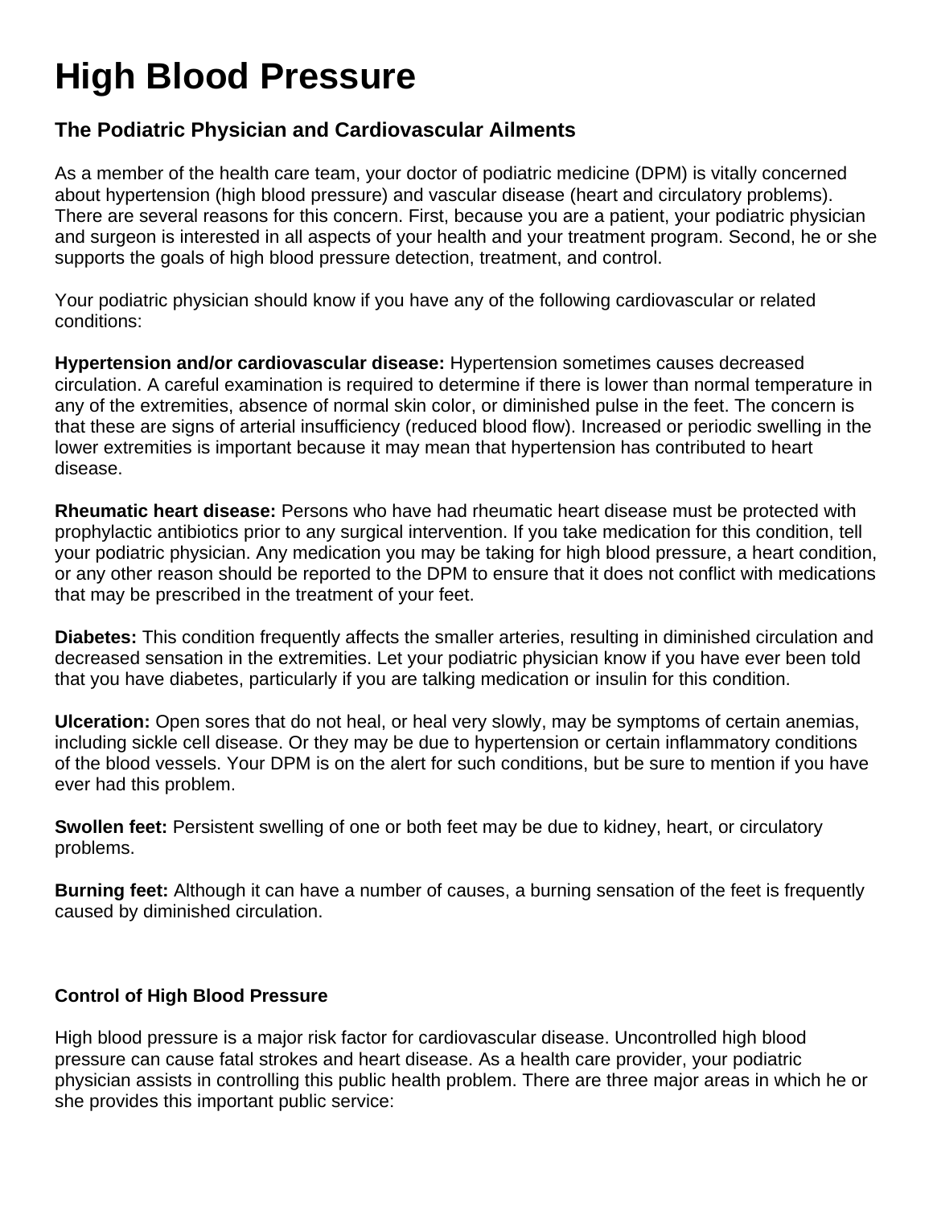# High Blood Pressure

### The Podiatric Physician and Cardiovascular Ailments

As a member of the health care team, your doctor of podiatric medicine (DPM) is vitally concerned about hypertension (high blood pressure) and vascular disease (heart and circulatory problems). There are several reasons for this concern. First, because you are a patient, your podiatric physician and surgeon is interested in all aspects of your health and your treatment program. Second, he or she supports the goals of high blood pressure detection, treatment, and control.

Your podiatric physician should know if you have any of the following cardiovascular or related conditions:

**Hypertension and/or cardiovascular disease:** Hypertension sometimes causes decreased circulation. A careful examination is required to determine if there is lower than normal temperature in any of the extremities, absence of normal skin color, or diminished pulse in the feet. The concern is that these are signs of arterial insufficiency (reduced blood flow). Increased or periodic swelling in the lower extremities is important because it may mean that hypertension has contributed to heart disease.

**Rheumatic heart disease:** Persons who have had rheumatic heart disease must be protected with prophylactic antibiotics prior to any surgical intervention. If you take medication for this condition, tell your podiatric physician. Any medication you may be taking for high blood pressure, a heart condition, or any other reason should be reported to the DPM to ensure that it does not conflict with medications that may be prescribed in the treatment of your feet.

**Diabetes:** This condition frequently affects the smaller arteries, resulting in diminished circulation and decreased sensation in the extremities. Let your podiatric physician know if you have ever been told that you have diabetes, particularly if you are talking medication or insulin for this condition.

**Ulceration:** Open sores that do not heal, or heal very slowly, may be symptoms of certain anemias, including sickle cell disease. Or they may be due to hypertension or certain inflammatory conditions of the blood vessels. Your DPM is on the alert for such conditions, but be sure to mention if you have ever had this problem.

**Swollen feet:** Persistent swelling of one or both feet may be due to kidney, heart, or circulatory problems.

**Burning feet:** Although it can have a number of causes, a burning sensation of the feet is frequently caused by diminished circulation.

### Control of High Blood Pressure

High blood pressure is a major risk factor for cardiovascular disease. Uncontrolled high blood pressure can cause fatal strokes and heart disease. As a health care provider, your podiatric physician assists in controlling this public health problem. There are three major areas in which he or she provides this important public service: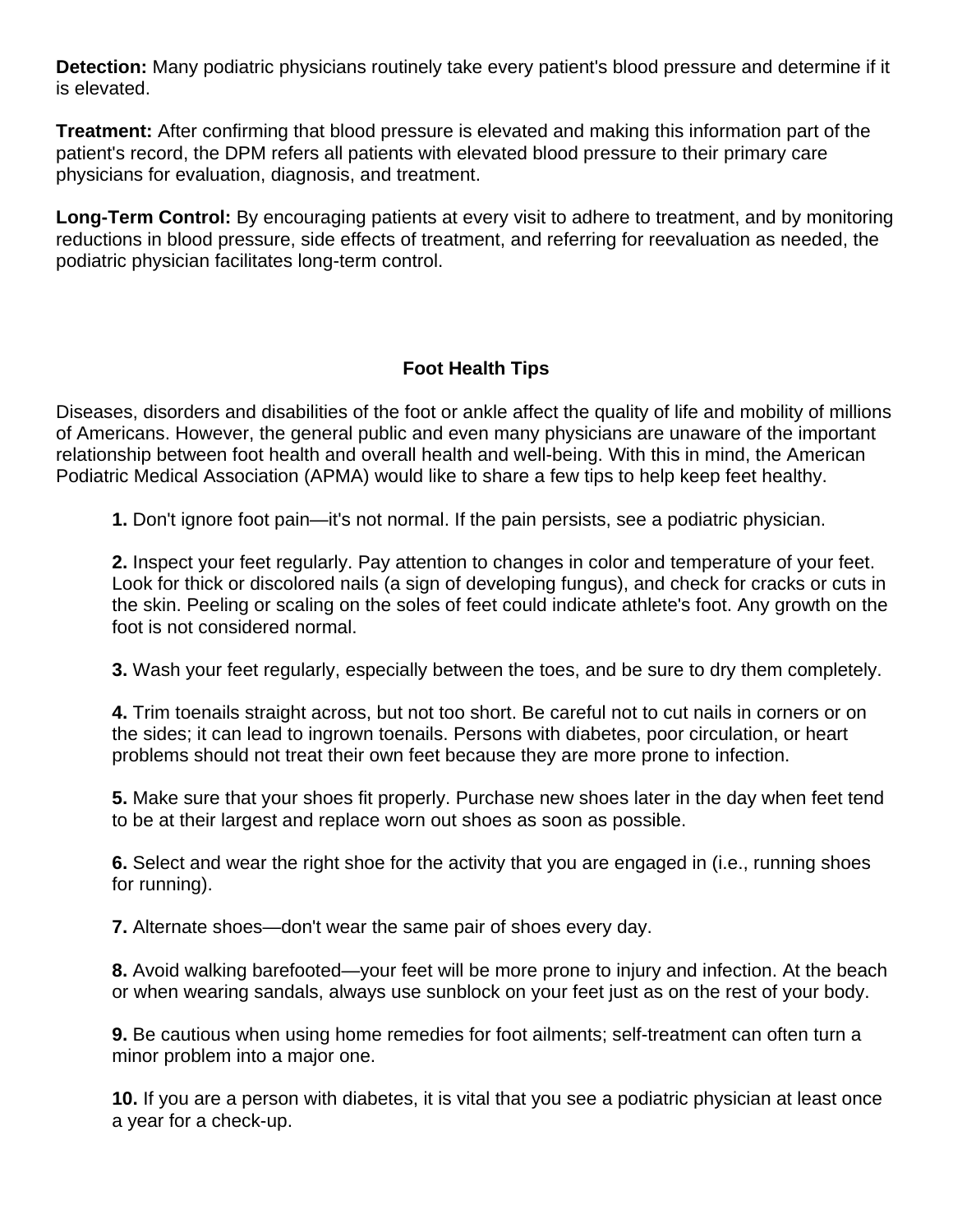**Detection:** Many podiatric physicians routinely take every patient's blood pressure and determine if it is elevated.

**Treatment:** After confirming that blood pressure is elevated and making this information part of the patient's record, the DPM refers all patients with elevated blood pressure to their primary care physicians for evaluation, diagnosis, and treatment.

**Long-Term Control:** By encouraging patients at every visit to adhere to treatment, and by monitoring reductions in blood pressure, side effects of treatment, and referring for reevaluation as needed, the podiatric physician facilitates long-term control.

## Foot Health Tips

Diseases, disorders and disabilities of the foot or ankle affect the quality of life and mobility of millions of Americans. However, the general public and even many physicians are unaware of the important relationship between foot health and overall health and well-being. With this in mind, the American Podiatric Medical Association (APMA) would like to share a few tips to help keep feet healthy.

**1.** Don't ignore foot pain—it's not normal. If the pain persists, see a podiatric physician.

**2.** Inspect your feet regularly. Pay attention to changes in color and temperature of your feet. Look for thick or discolored nails (a sign of developing fungus), and check for cracks or cuts in the skin. Peeling or scaling on the soles of feet could indicate athlete's foot. Any growth on the foot is not considered normal.

**3.** Wash your feet regularly, especially between the toes, and be sure to dry them completely.

**4.** Trim toenails straight across, but not too short. Be careful not to cut nails in corners or on the sides; it can lead to ingrown toenails. Persons with diabetes, poor circulation, or heart problems should not treat their own feet because they are more prone to infection.

**5.** Make sure that your shoes fit properly. Purchase new shoes later in the day when feet tend to be at their largest and replace worn out shoes as soon as possible.

**6.** Select and wear the right shoe for the activity that you are engaged in (i.e., running shoes for running).

**7.** Alternate shoes—don't wear the same pair of shoes every day.

**8.** Avoid walking barefooted—your feet will be more prone to injury and infection. At the beach or when wearing sandals, always use sunblock on your feet just as on the rest of your body.

**9.** Be cautious when using home remedies for foot ailments; self-treatment can often turn a minor problem into a major one.

**10.** If you are a person with diabetes, it is vital that you see a podiatric physician at least once a year for a check-up.